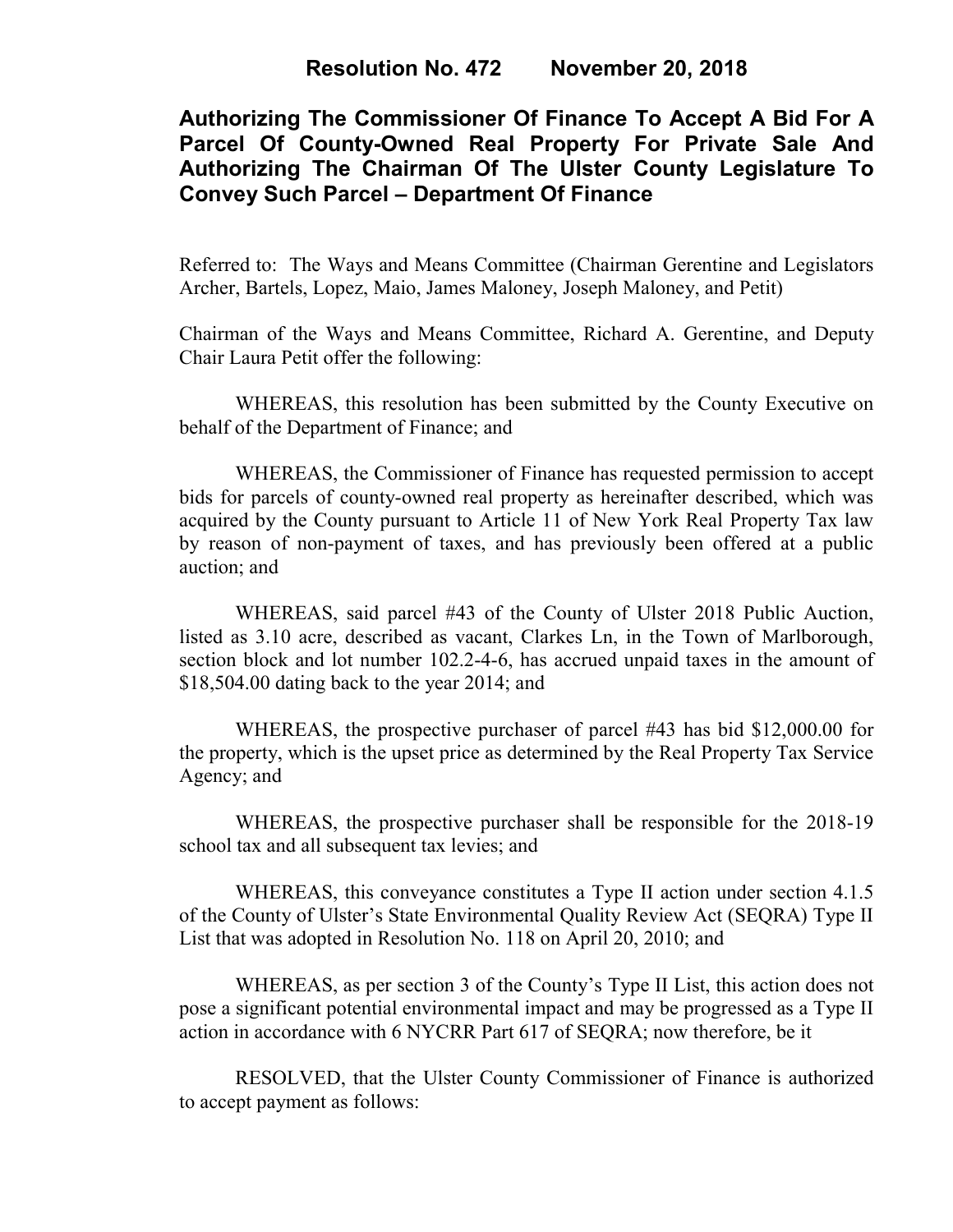# Resolution No. 472 November 20, 2018

## Authorizing The Commissioner Of Finance To Accept A Bid For A Parcel Of County-Owned Real Property For Private Sale And Authorizing The Chairman Of The Ulster County Legislature To Convey Such Parcel – Department Of Finance

Referred to: The Ways and Means Committee (Chairman Gerentine and Legislators Archer, Bartels, Lopez, Maio, James Maloney, Joseph Maloney, and Petit)

Chairman of the Ways and Means Committee, Richard A. Gerentine, and Deputy Chair Laura Petit offer the following:

WHEREAS, this resolution has been submitted by the County Executive on behalf of the Department of Finance; and

WHEREAS, the Commissioner of Finance has requested permission to accept bids for parcels of county-owned real property as hereinafter described, which was acquired by the County pursuant to Article 11 of New York Real Property Tax law by reason of non-payment of taxes, and has previously been offered at a public auction; and

WHEREAS, said parcel #43 of the County of Ulster 2018 Public Auction, listed as 3.10 acre, described as vacant, Clarkes Ln, in the Town of Marlborough, section block and lot number 102.2-4-6, has accrued unpaid taxes in the amount of $18,504.00 dating back to the year 2014; and

WHEREAS, the prospective purchaser of parcel #43 has bid $12,000.00 for the property, which is the upset price as determined by the Real Property Tax Service Agency; and

WHEREAS, the prospective purchaser shall be responsible for the 2018-19 school tax and all subsequent tax levies; and

WHEREAS, this conveyance constitutes a Type II action under section 4.1.5 of the County of Ulster's State Environmental Quality Review Act (SEQRA) Type II List that was adopted in Resolution No. 118 on April 20, 2010; and

WHEREAS, as per section 3 of the County's Type II List, this action does not pose a significant potential environmental impact and may be progressed as a Type II action in accordance with 6 NYCRR Part 617 of SEQRA; now therefore, be it

RESOLVED, that the Ulster County Commissioner of Finance is authorized to accept payment as follows: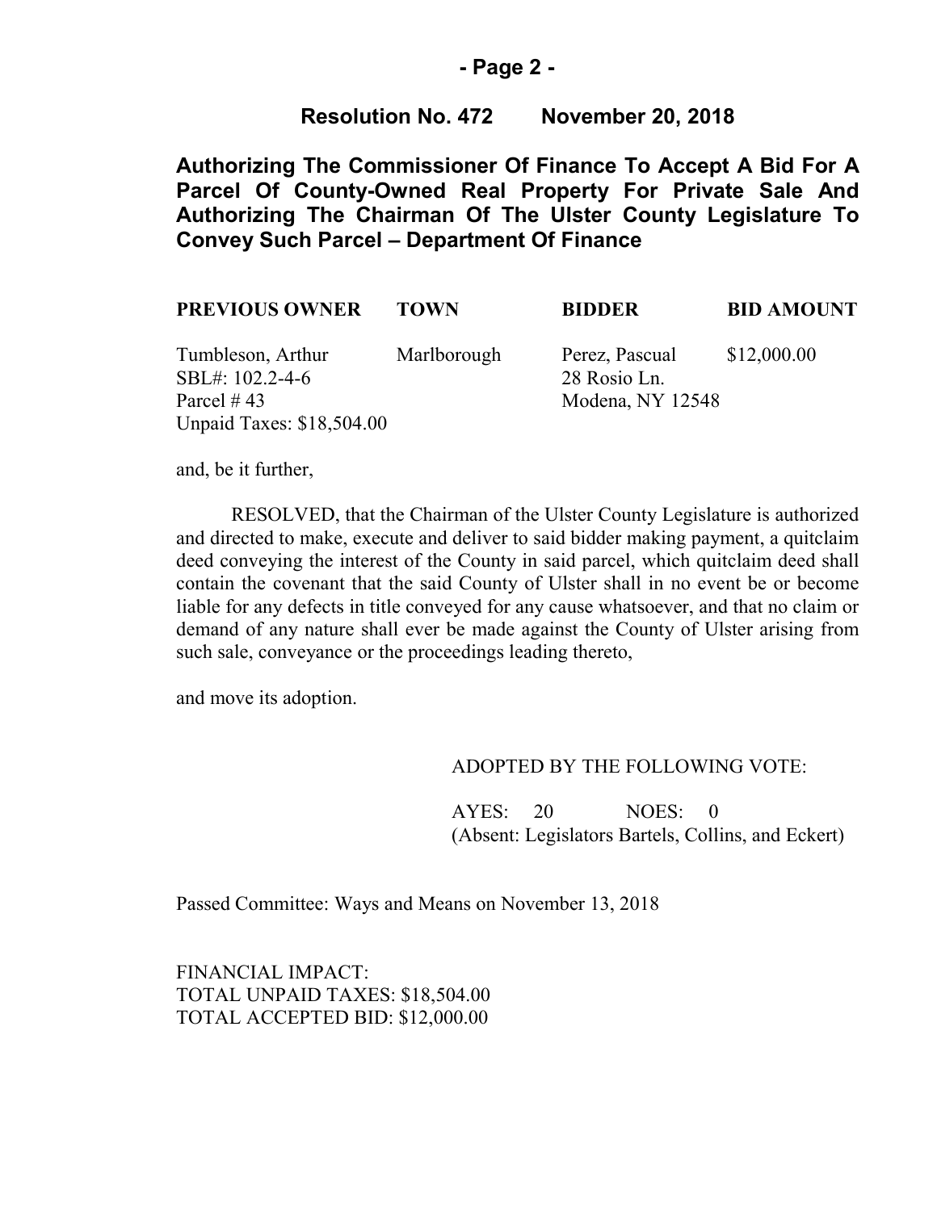**Resolution No. 472 November 20, 2018**

**Authorizing The Commissioner Of Finance To Accept A Bid For A Parcel Of County-Owned Real Property For Private Sale And Authorizing The Chairman Of The Ulster County Legislature To Convey Such Parcel – Department Of Finance**

| PREVIOUS OWNER | TOWN | BIDDER | BID AMOUNT |
| --- | --- | --- | --- |
| Tumbleson, Arthur<br>SBL#: 102.2-4-6<br>Parcel # 43<br>Unpaid Taxes: $18,504.00 | Marlborough | Perez, Pascual<br>28 Rosio Ln.<br>Modena, NY 12548 | $12,000.00 |

and, be it further,

RESOLVED, that the Chairman of the Ulster County Legislature is authorized and directed to make, execute and deliver to said bidder making payment, a quitclaim deed conveying the interest of the County in said parcel, which quitclaim deed shall contain the covenant that the said County of Ulster shall in no event be or become liable for any defects in title conveyed for any cause whatsoever, and that no claim or demand of any nature shall ever be made against the County of Ulster arising from such sale, conveyance or the proceedings leading thereto,

and move its adoption.

ADOPTED BY THE FOLLOWING VOTE:

AYES: 20 NOES: 0
(Absent: Legislators Bartels, Collins, and Eckert)

Passed Committee: Ways and Means on November 13, 2018

FINANCIAL IMPACT:
TOTAL UNPAID TAXES: $18,504.00
TOTAL ACCEPTED BID: $12,000.00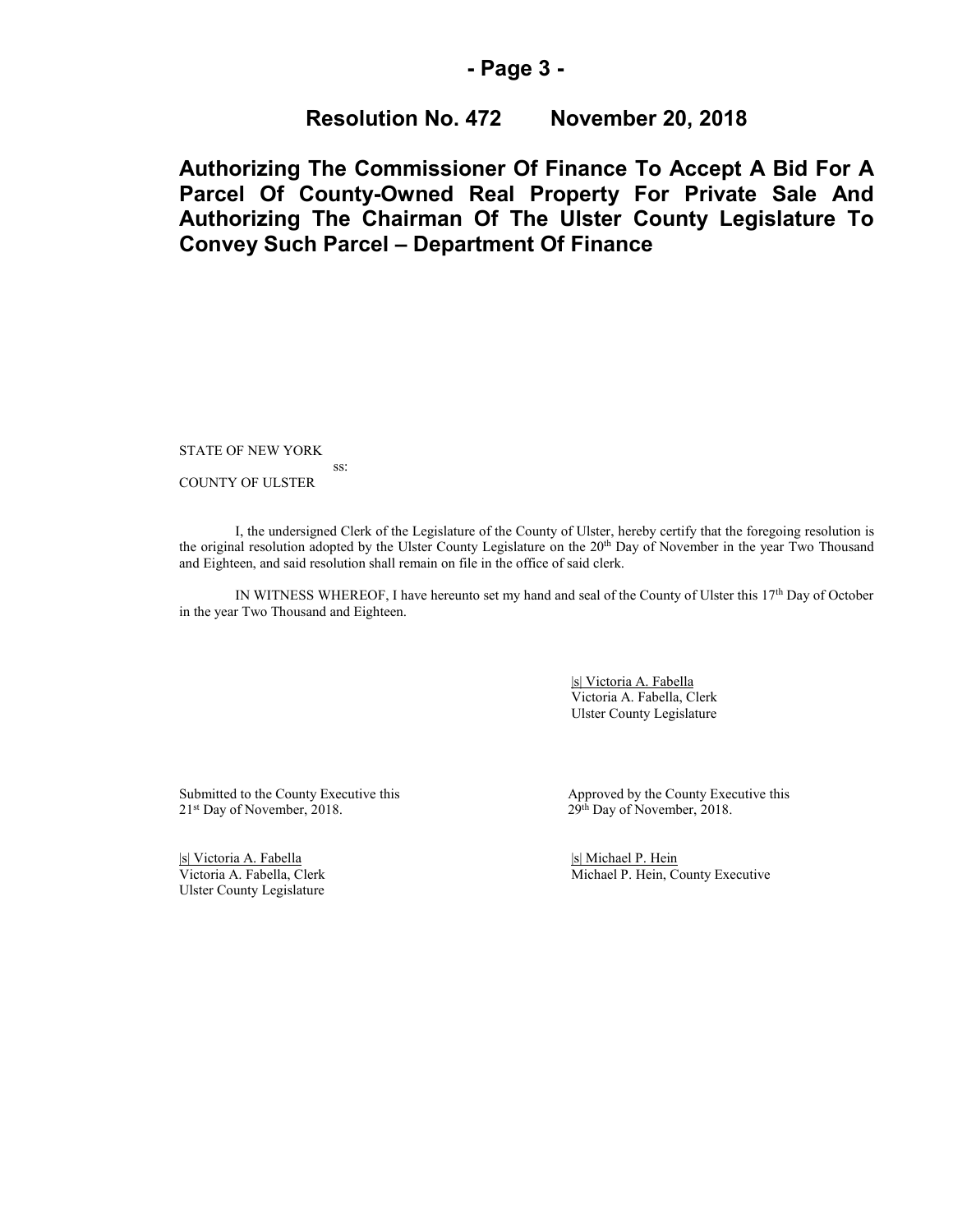# Resolution No. 472 November 20, 2018

## Authorizing The Commissioner Of Finance To Accept A Bid For A Parcel Of County-Owned Real Property For Private Sale And Authorizing The Chairman Of The Ulster County Legislature To Convey Such Parcel – Department Of Finance

STATE OF NEW YORK
ss:
COUNTY OF ULSTER

I, the undersigned Clerk of the Legislature of the County of Ulster, hereby certify that the foregoing resolution is the original resolution adopted by the Ulster County Legislature on the 20th Day of November in the year Two Thousand and Eighteen, and said resolution shall remain on file in the office of said clerk.

IN WITNESS WHEREOF, I have hereunto set my hand and seal of the County of Ulster this 17th Day of October in the year Two Thousand and Eighteen.

|s| Victoria A. Fabella
Victoria A. Fabella, Clerk
Ulster County Legislature

Submitted to the County Executive this 21st Day of November, 2018.

|s| Victoria A. Fabella
Victoria A. Fabella, Clerk
Ulster County Legislature

Approved by the County Executive this 29th Day of November, 2018.

|s| Michael P. Hein
Michael P. Hein, County Executive